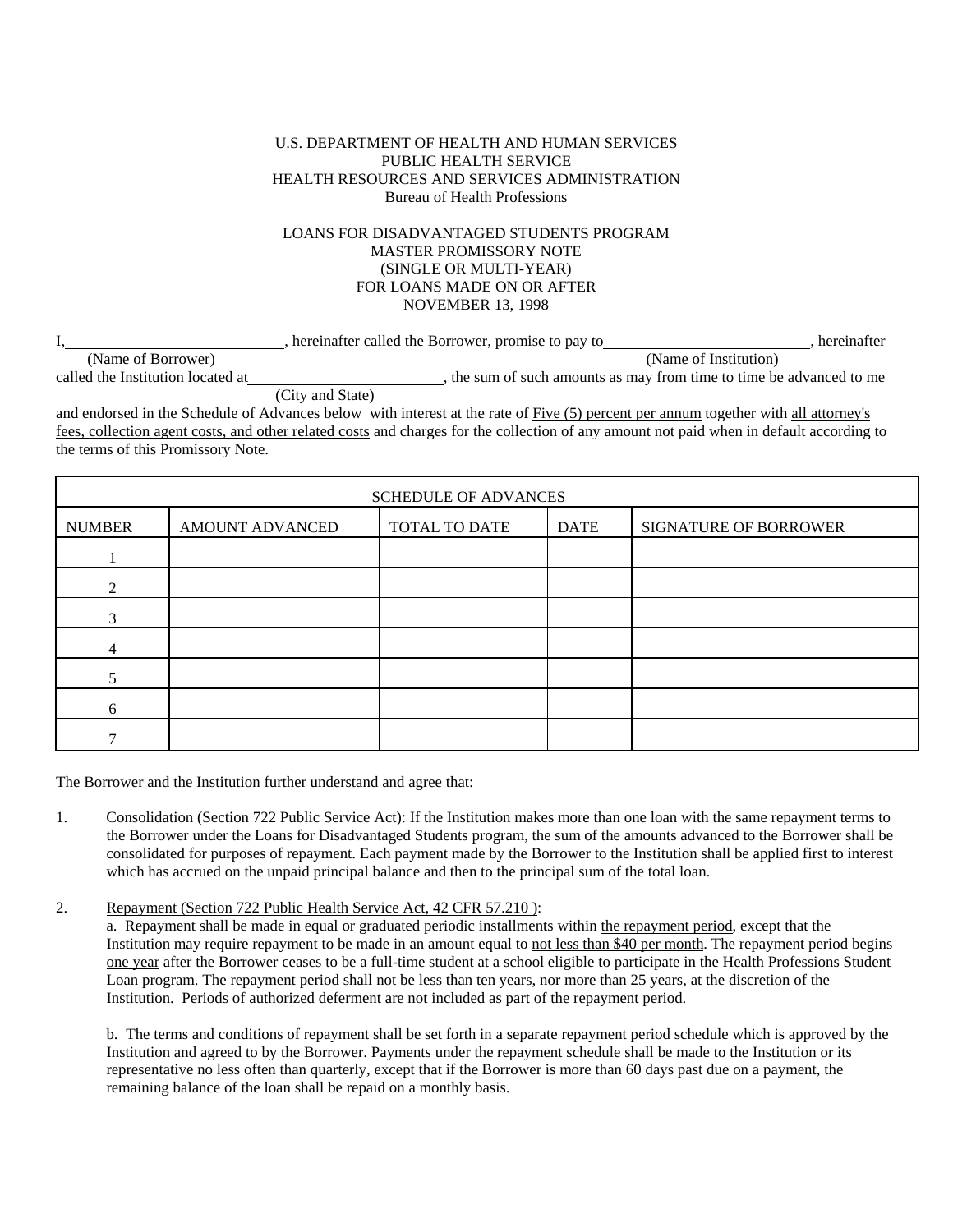U.S. DEPARTMENT OF HEALTH AND HUMAN SERVICES
PUBLIC HEALTH SERVICE
HEALTH RESOURCES AND SERVICES ADMINISTRATION
Bureau of Health Professions

LOANS FOR DISADVANTAGED STUDENTS PROGRAM
MASTER PROMISSORY NOTE
(SINGLE OR MULTI-YEAR)
FOR LOANS MADE ON OR AFTER
NOVEMBER 13, 1998

I,\_\_\_\_\_\_\_\_\_\_\_\_\_\_\_\_\_\_\_\_\_\_\_\_\_\_\_\_, hereinafter called the Borrower, promise to pay to\_\_\_\_\_\_\_\_\_\_\_\_\_\_\_\_\_\_\_\_\_\_\_\_\_\_\_\_, hereinafter
(Name of Borrower) (Name of Institution)
called the Institution located at\_\_\_\_\_\_\_\_\_\_\_\_\_\_\_\_\_\_\_\_\_\_\_\_\_\_\_\_, the sum of such amounts as may from time to time be advanced to me
(City and State)
and endorsed in the Schedule of Advances below with interest at the rate of <u>Five (5) percent per annum</u> together with <u>all attorney's fees, collection agent costs, and other related costs</u> and charges for the collection of any amount not paid when in default according to the terms of this Promissory Note.

| SCHEDULE OF ADVANCES | | | | |
|---|---|---|---|---|
| NUMBER | AMOUNT ADVANCED | TOTAL TO DATE | DATE | SIGNATURE OF BORROWER |
| 1 | | | | |
| 2 | | | | |
| 3 | | | | |
| 4 | | | | |
| 5 | | | | |
| 6 | | | | |
| 7 | | | | |

The Borrower and the Institution further understand and agree that:

1. <u>Consolidation (Section 722 Public Service Act)</u>: If the Institution makes more than one loan with the same repayment terms to the Borrower under the Loans for Disadvantaged Students program, the sum of the amounts advanced to the Borrower shall be consolidated for purposes of repayment. Each payment made by the Borrower to the Institution shall be applied first to interest which has accrued on the unpaid principal balance and then to the principal sum of the total loan.

2. <u>Repayment (Section 722 Public Health Service Act, 42 CFR 57.210 )</u>:

   a. Repayment shall be made in equal or graduated periodic installments within <u>the repayment period</u>, except that the Institution may require repayment to be made in an amount equal to <u>not less than $40 per month</u>. The repayment period begins <u>one year</u> after the Borrower ceases to be a full-time student at a school eligible to participate in the Health Professions Student Loan program. The repayment period shall not be less than ten years, nor more than 25 years, at the discretion of the Institution. Periods of authorized deferment are not included as part of the repayment period.

   b. The terms and conditions of repayment shall be set forth in a separate repayment period schedule which is approved by the Institution and agreed to by the Borrower. Payments under the repayment schedule shall be made to the Institution or its representative no less often than quarterly, except that if the Borrower is more than 60 days past due on a payment, the remaining balance of the loan shall be repaid on a monthly basis.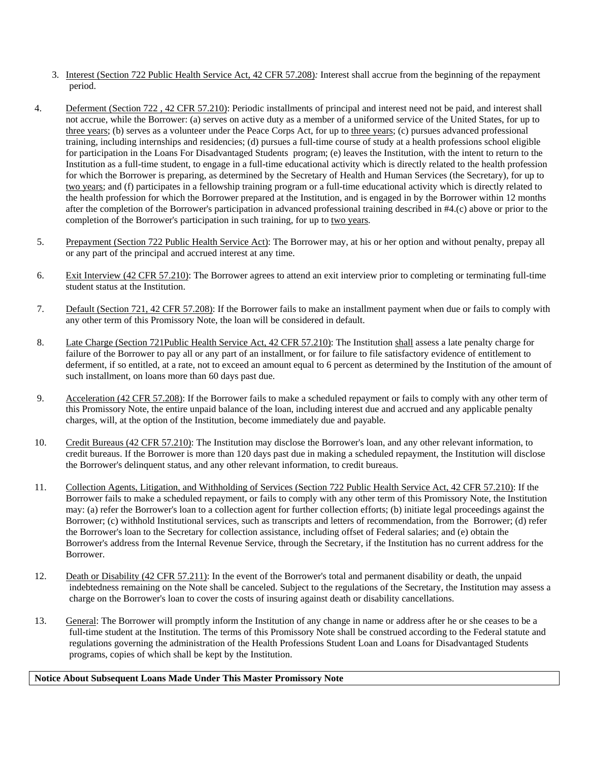3. Interest (Section 722 Public Health Service Act, 42 CFR 57.208): Interest shall accrue from the beginning of the repayment period.

4. Deferment (Section 722 , 42 CFR 57.210): Periodic installments of principal and interest need not be paid, and interest shall not accrue, while the Borrower: (a) serves on active duty as a member of a uniformed service of the United States, for up to three years; (b) serves as a volunteer under the Peace Corps Act, for up to three years; (c) pursues advanced professional training, including internships and residencies; (d) pursues a full-time course of study at a health professions school eligible for participation in the Loans For Disadvantaged Students program; (e) leaves the Institution, with the intent to return to the Institution as a full-time student, to engage in a full-time educational activity which is directly related to the health profession for which the Borrower is preparing, as determined by the Secretary of Health and Human Services (the Secretary), for up to two years; and (f) participates in a fellowship training program or a full-time educational activity which is directly related to the health profession for which the Borrower prepared at the Institution, and is engaged in by the Borrower within 12 months after the completion of the Borrower's participation in advanced professional training described in #4.(c) above or prior to the completion of the Borrower's participation in such training, for up to two years.

5. Prepayment (Section 722 Public Health Service Act): The Borrower may, at his or her option and without penalty, prepay all or any part of the principal and accrued interest at any time.

6. Exit Interview (42 CFR 57.210): The Borrower agrees to attend an exit interview prior to completing or terminating full-time student status at the Institution.

7. Default (Section 721, 42 CFR 57.208): If the Borrower fails to make an installment payment when due or fails to comply with any other term of this Promissory Note, the loan will be considered in default.

8. Late Charge (Section 721Public Health Service Act, 42 CFR 57.210): The Institution shall assess a late penalty charge for failure of the Borrower to pay all or any part of an installment, or for failure to file satisfactory evidence of entitlement to deferment, if so entitled, at a rate, not to exceed an amount equal to 6 percent as determined by the Institution of the amount of such installment, on loans more than 60 days past due.

9. Acceleration (42 CFR 57.208): If the Borrower fails to make a scheduled repayment or fails to comply with any other term of this Promissory Note, the entire unpaid balance of the loan, including interest due and accrued and any applicable penalty charges, will, at the option of the Institution, become immediately due and payable.

10. Credit Bureaus (42 CFR 57.210): The Institution may disclose the Borrower's loan, and any other relevant information, to credit bureaus. If the Borrower is more than 120 days past due in making a scheduled repayment, the Institution will disclose the Borrower's delinquent status, and any other relevant information, to credit bureaus.

11. Collection Agents, Litigation, and Withholding of Services (Section 722 Public Health Service Act, 42 CFR 57.210): If the Borrower fails to make a scheduled repayment, or fails to comply with any other term of this Promissory Note, the Institution may: (a) refer the Borrower's loan to a collection agent for further collection efforts; (b) initiate legal proceedings against the Borrower; (c) withhold Institutional services, such as transcripts and letters of recommendation, from the Borrower; (d) refer the Borrower's loan to the Secretary for collection assistance, including offset of Federal salaries; and (e) obtain the Borrower's address from the Internal Revenue Service, through the Secretary, if the Institution has no current address for the Borrower.

12. Death or Disability (42 CFR 57.211): In the event of the Borrower's total and permanent disability or death, the unpaid indebtedness remaining on the Note shall be canceled. Subject to the regulations of the Secretary, the Institution may assess a charge on the Borrower's loan to cover the costs of insuring against death or disability cancellations.

13. General: The Borrower will promptly inform the Institution of any change in name or address after he or she ceases to be a full-time student at the Institution. The terms of this Promissory Note shall be construed according to the Federal statute and regulations governing the administration of the Health Professions Student Loan and Loans for Disadvantaged Students programs, copies of which shall be kept by the Institution.

**Notice About Subsequent Loans Made Under This Master Promissory Note**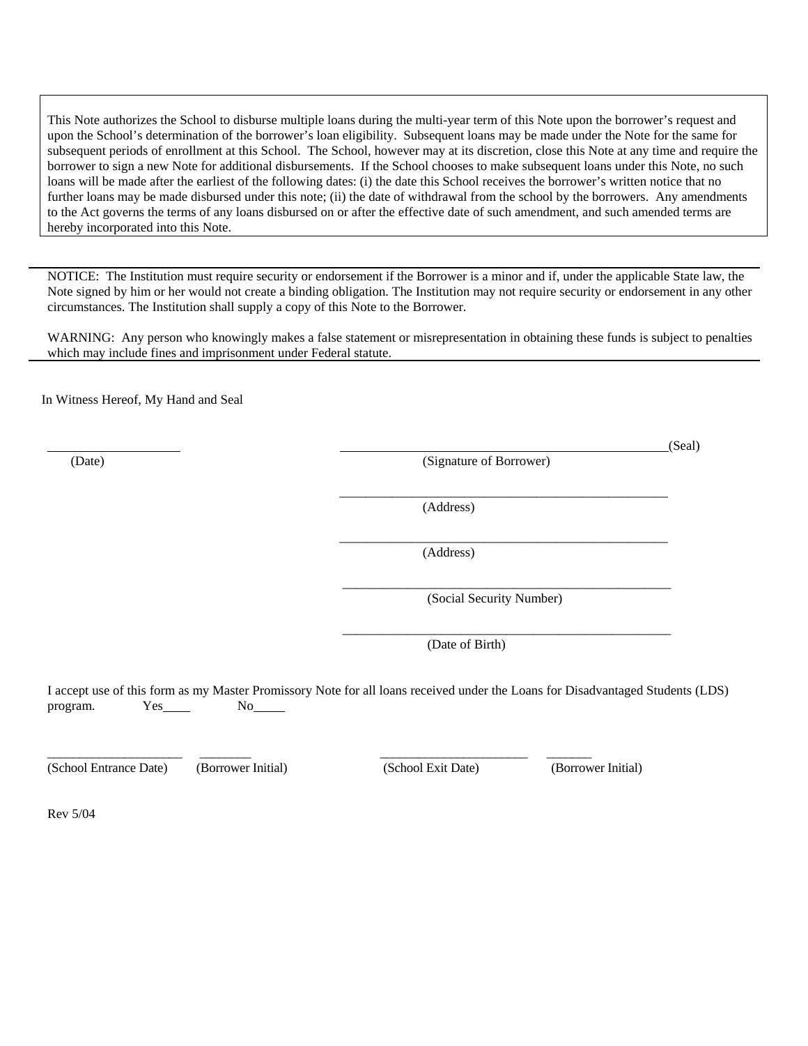This Note authorizes the School to disburse multiple loans during the multi-year term of this Note upon the borrower's request and upon the School's determination of the borrower's loan eligibility. Subsequent loans may be made under the Note for the same for subsequent periods of enrollment at this School. The School, however may at its discretion, close this Note at any time and require the borrower to sign a new Note for additional disbursements. If the School chooses to make subsequent loans under this Note, no such loans will be made after the earliest of the following dates: (i) the date this School receives the borrower's written notice that no further loans may be made disbursed under this note; (ii) the date of withdrawal from the school by the borrowers. Any amendments to the Act governs the terms of any loans disbursed on or after the effective date of such amendment, and such amended terms are hereby incorporated into this Note.

---

NOTICE: The Institution must require security or endorsement if the Borrower is a minor and if, under the applicable State law, the Note signed by him or her would not create a binding obligation. The Institution may not require security or endorsement in any other circumstances. The Institution shall supply a copy of this Note to the Borrower.

WARNING: Any person who knowingly makes a false statement or misrepresentation in obtaining these funds is subject to penalties which may include fines and imprisonment under Federal statute.

---

In Witness Hereof, My Hand and Seal

____________________ &nbsp;&nbsp;&nbsp;&nbsp; ____________________________________________________(Seal)

(Date) &nbsp;&nbsp;&nbsp;&nbsp; (Signature of Borrower)

____________________________________________________

(Address)

____________________________________________________

(Address)

____________________________________________________

(Social Security Number)

____________________________________________________

(Date of Birth)

I accept use of this form as my Master Promissory Note for all loans received under the Loans for Disadvantaged Students (LDS) program. Yes____ No_____

____________________ ________ &nbsp;&nbsp;&nbsp;&nbsp; ______________________ _______

(School Entrance Date) (Borrower Initial) &nbsp;&nbsp;&nbsp;&nbsp; (School Exit Date) (Borrower Initial)

Rev 5/04